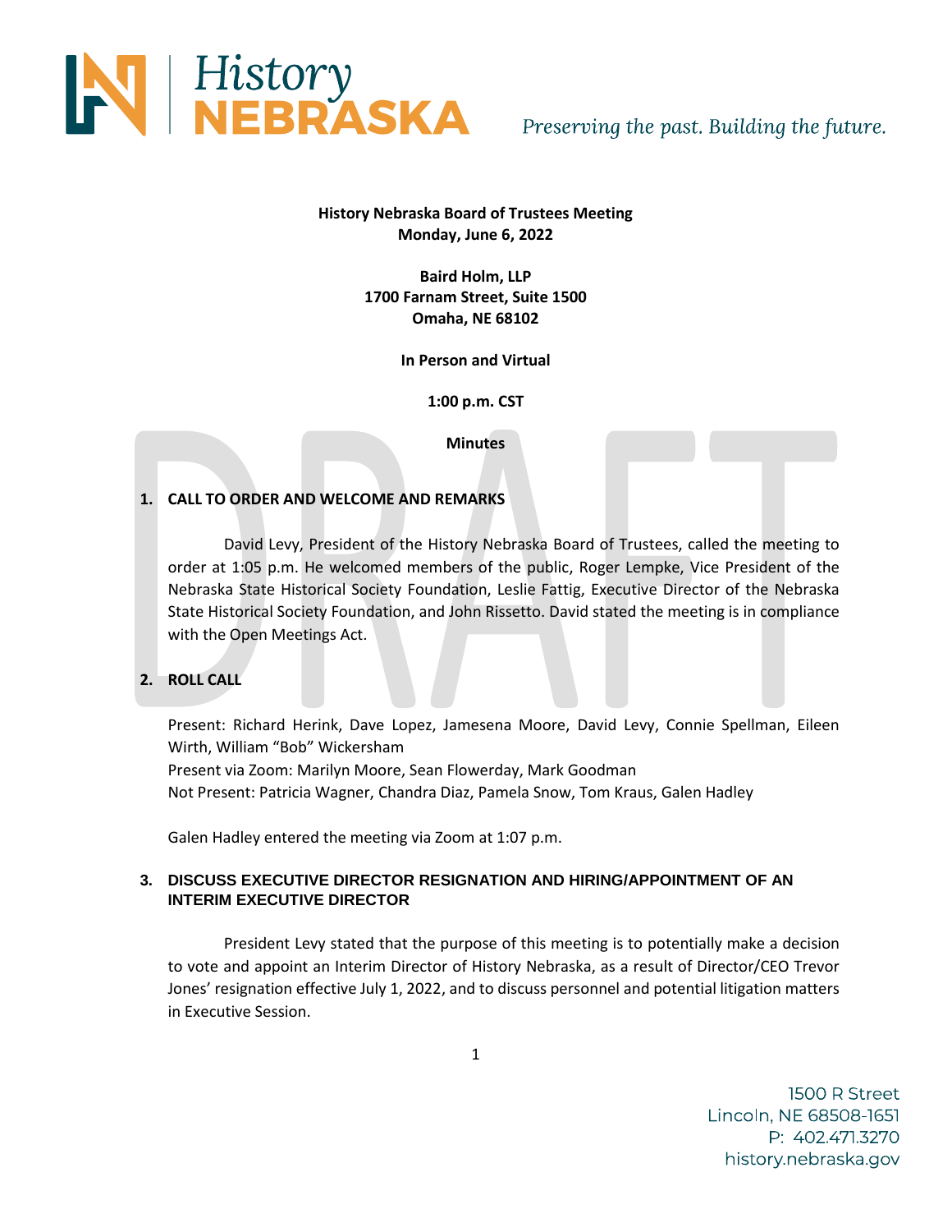**History Nebraska Board of Trustees Meeting**
**Monday, June 6, 2022**

**Baird Holm, LLP**
**1700 Farnam Street, Suite 1500**
**Omaha, NE 68102**

**In Person and Virtual**

**1:00 p.m. CST**

**Minutes**

## 1. CALL TO ORDER AND WELCOME AND REMARKS

David Levy, President of the History Nebraska Board of Trustees, called the meeting to order at 1:05 p.m. He welcomed members of the public, Roger Lempke, Vice President of the Nebraska State Historical Society Foundation, Leslie Fattig, Executive Director of the Nebraska State Historical Society Foundation, and John Rissetto. David stated the meeting is in compliance with the Open Meetings Act.

## 2. ROLL CALL

Present: Richard Herink, Dave Lopez, Jamesena Moore, David Levy, Connie Spellman, Eileen Wirth, William "Bob" Wickersham
Present via Zoom: Marilyn Moore, Sean Flowerday, Mark Goodman
Not Present: Patricia Wagner, Chandra Diaz, Pamela Snow, Tom Kraus, Galen Hadley

Galen Hadley entered the meeting via Zoom at 1:07 p.m.

## 3. DISCUSS EXECUTIVE DIRECTOR RESIGNATION AND HIRING/APPOINTMENT OF AN INTERIM EXECUTIVE DIRECTOR

President Levy stated that the purpose of this meeting is to potentially make a decision to vote and appoint an Interim Director of History Nebraska, as a result of Director/CEO Trevor Jones' resignation effective July 1, 2022, and to discuss personnel and potential litigation matters in Executive Session.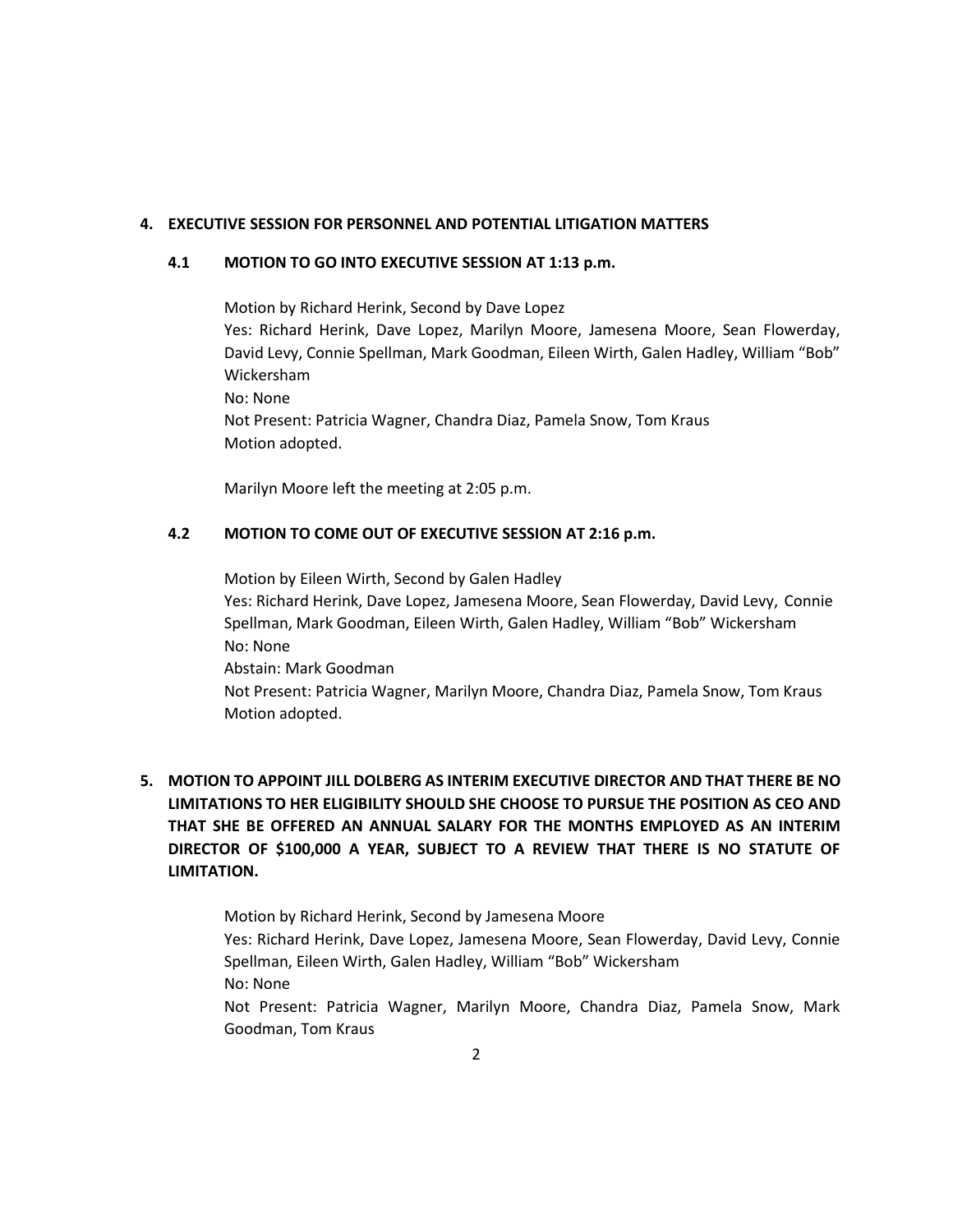## 4. EXECUTIVE SESSION FOR PERSONNEL AND POTENTIAL LITIGATION MATTERS

### 4.1 MOTION TO GO INTO EXECUTIVE SESSION AT 1:13 p.m.

Motion by Richard Herink, Second by Dave Lopez
Yes: Richard Herink, Dave Lopez, Marilyn Moore, Jamesena Moore, Sean Flowerday, David Levy, Connie Spellman, Mark Goodman, Eileen Wirth, Galen Hadley, William "Bob" Wickersham
No: None
Not Present: Patricia Wagner, Chandra Diaz, Pamela Snow, Tom Kraus
Motion adopted.

Marilyn Moore left the meeting at 2:05 p.m.

### 4.2 MOTION TO COME OUT OF EXECUTIVE SESSION AT 2:16 p.m.

Motion by Eileen Wirth, Second by Galen Hadley
Yes: Richard Herink, Dave Lopez, Jamesena Moore, Sean Flowerday, David Levy, Connie Spellman, Mark Goodman, Eileen Wirth, Galen Hadley, William "Bob" Wickersham
No: None
Abstain: Mark Goodman
Not Present: Patricia Wagner, Marilyn Moore, Chandra Diaz, Pamela Snow, Tom Kraus
Motion adopted.

## 5. MOTION TO APPOINT JILL DOLBERG AS INTERIM EXECUTIVE DIRECTOR AND THAT THERE BE NO LIMITATIONS TO HER ELIGIBILITY SHOULD SHE CHOOSE TO PURSUE THE POSITION AS CEO AND THAT SHE BE OFFERED AN ANNUAL SALARY FOR THE MONTHS EMPLOYED AS AN INTERIM DIRECTOR OF $100,000 A YEAR, SUBJECT TO A REVIEW THAT THERE IS NO STATUTE OF LIMITATION.

Motion by Richard Herink, Second by Jamesena Moore
Yes: Richard Herink, Dave Lopez, Jamesena Moore, Sean Flowerday, David Levy, Connie Spellman, Eileen Wirth, Galen Hadley, William "Bob" Wickersham
No: None
Not Present: Patricia Wagner, Marilyn Moore, Chandra Diaz, Pamela Snow, Mark Goodman, Tom Kraus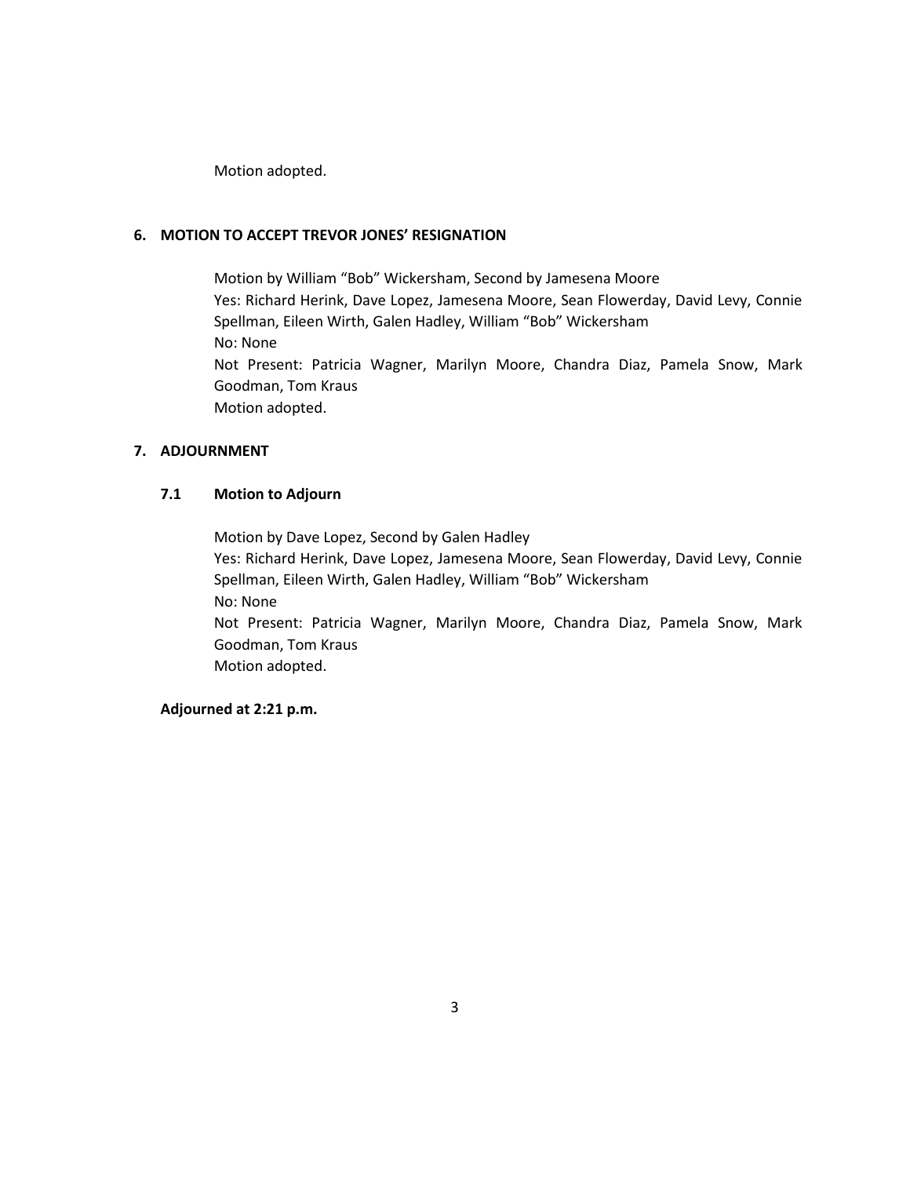Motion adopted.

## 6. MOTION TO ACCEPT TREVOR JONES' RESIGNATION

Motion by William "Bob" Wickersham, Second by Jamesena Moore
Yes: Richard Herink, Dave Lopez, Jamesena Moore, Sean Flowerday, David Levy, Connie Spellman, Eileen Wirth, Galen Hadley, William "Bob" Wickersham
No: None
Not Present: Patricia Wagner, Marilyn Moore, Chandra Diaz, Pamela Snow, Mark Goodman, Tom Kraus
Motion adopted.

## 7. ADJOURNMENT

### 7.1 Motion to Adjourn

Motion by Dave Lopez, Second by Galen Hadley
Yes: Richard Herink, Dave Lopez, Jamesena Moore, Sean Flowerday, David Levy, Connie Spellman, Eileen Wirth, Galen Hadley, William "Bob" Wickersham
No: None
Not Present: Patricia Wagner, Marilyn Moore, Chandra Diaz, Pamela Snow, Mark Goodman, Tom Kraus
Motion adopted.

**Adjourned at 2:21 p.m.**